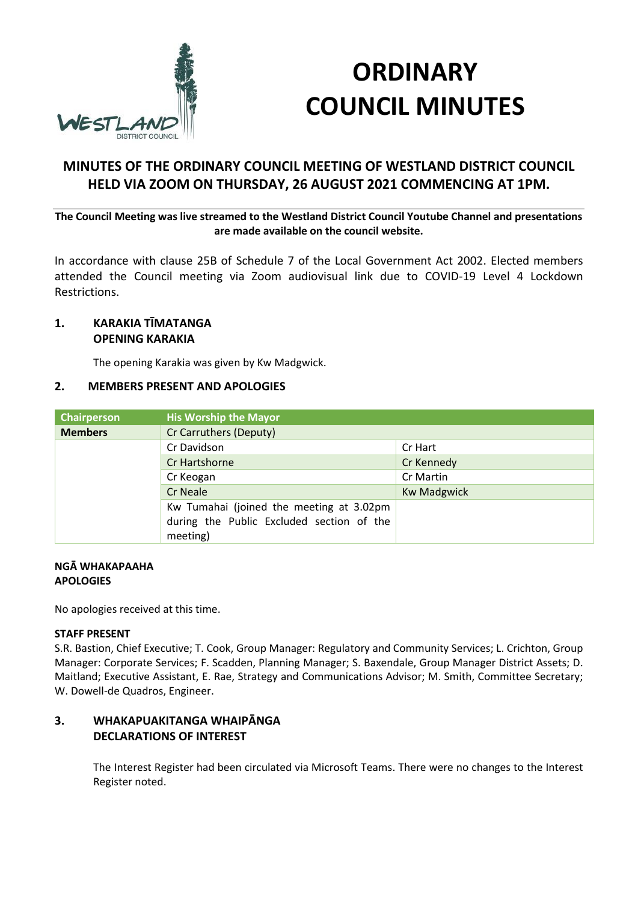# ORDINARY COUNCIL MINUTES

## MINUTES OF THE ORDINARY COUNCIL MEETING OF WESTLAND DISTRICT COUNCIL HELD VIA ZOOM ON THURSDAY, 26 AUGUST 2021 COMMENCING AT 1PM.

**The Council Meeting was live streamed to the Westland District Council Youtube Channel and presentations are made available on the council website.**

In accordance with clause 25B of Schedule 7 of the Local Government Act 2002. Elected members attended the Council meeting via Zoom audiovisual link due to COVID-19 Level 4 Lockdown Restrictions.

### 1. KARAKIA TĪMATANGA OPENING KARAKIA

The opening Karakia was given by Kw Madgwick.

### 2. MEMBERS PRESENT AND APOLOGIES

| Chairperson | His Worship the Mayor | |
|---|---|---|
| **Members** | Cr Carruthers (Deputy) | |
| | Cr Davidson | Cr Hart |
| | Cr Hartshorne | Cr Kennedy |
| | Cr Keogan | Cr Martin |
| | Cr Neale | Kw Madgwick |
| | Kw Tumahai (joined the meeting at 3.02pm during the Public Excluded section of the meeting) | |

**NGĀ WHAKAPAAHA APOLOGIES**

No apologies received at this time.

**STAFF PRESENT**

S.R. Bastion, Chief Executive; T. Cook, Group Manager: Regulatory and Community Services; L. Crichton, Group Manager: Corporate Services; F. Scadden, Planning Manager; S. Baxendale, Group Manager District Assets; D. Maitland; Executive Assistant, E. Rae, Strategy and Communications Advisor; M. Smith, Committee Secretary; W. Dowell-de Quadros, Engineer.

### 3. WHAKAPUAKITANGA WHAIPĀNGA DECLARATIONS OF INTEREST

The Interest Register had been circulated via Microsoft Teams. There were no changes to the Interest Register noted.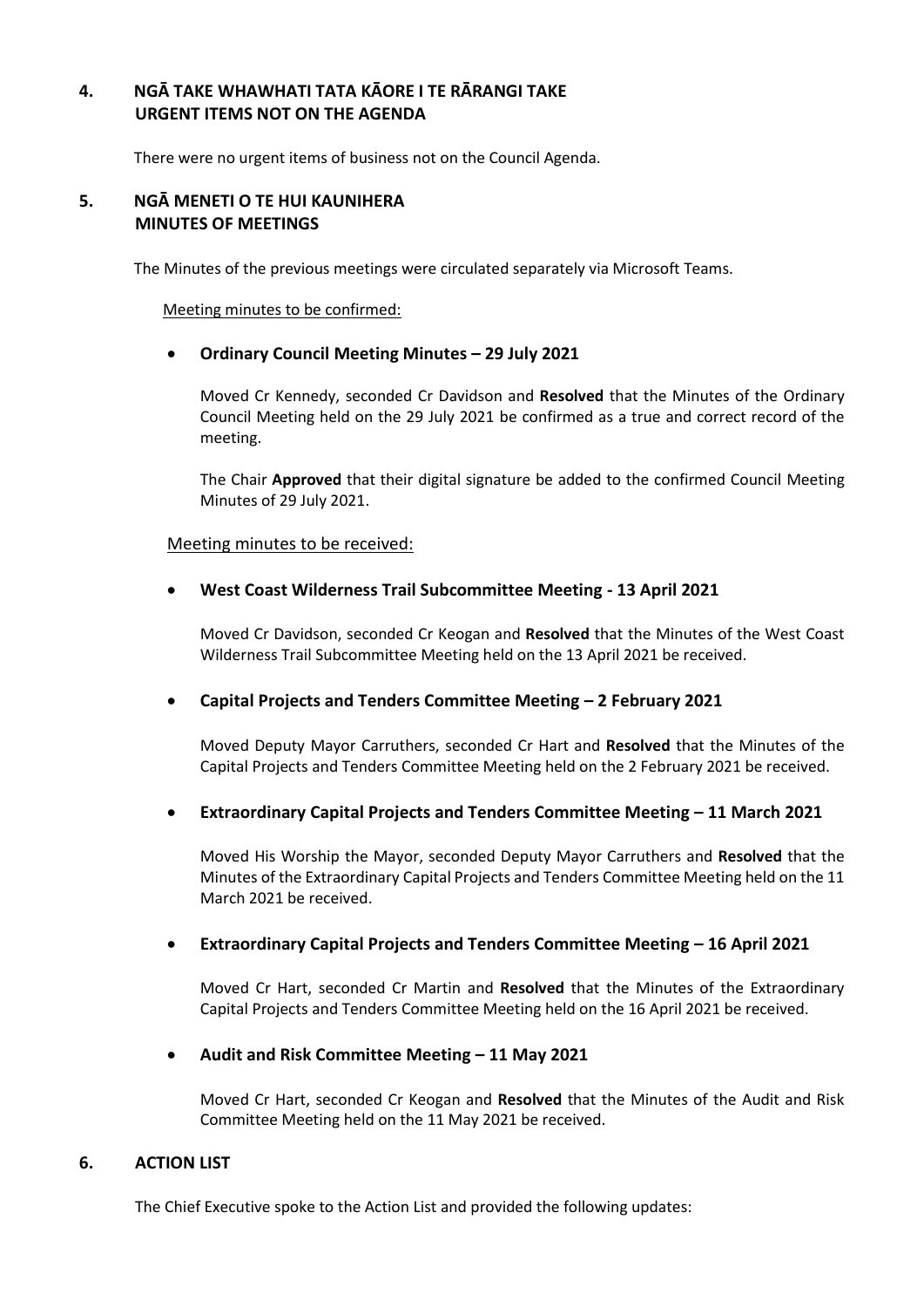## 4. NGĀ TAKE WHAWHATI TATA KĀORE I TE RĀRANGI TAKE URGENT ITEMS NOT ON THE AGENDA

There were no urgent items of business not on the Council Agenda.

## 5. NGĀ MENETI O TE HUI KAUNIHERA MINUTES OF MEETINGS

The Minutes of the previous meetings were circulated separately via Microsoft Teams.

Meeting minutes to be confirmed:

- **Ordinary Council Meeting Minutes – 29 July 2021**

  Moved Cr Kennedy, seconded Cr Davidson and **Resolved** that the Minutes of the Ordinary Council Meeting held on the 29 July 2021 be confirmed as a true and correct record of the meeting.

  The Chair **Approved** that their digital signature be added to the confirmed Council Meeting Minutes of 29 July 2021.

Meeting minutes to be received:

- **West Coast Wilderness Trail Subcommittee Meeting - 13 April 2021**

  Moved Cr Davidson, seconded Cr Keogan and **Resolved** that the Minutes of the West Coast Wilderness Trail Subcommittee Meeting held on the 13 April 2021 be received.

- **Capital Projects and Tenders Committee Meeting – 2 February 2021**

  Moved Deputy Mayor Carruthers, seconded Cr Hart and **Resolved** that the Minutes of the Capital Projects and Tenders Committee Meeting held on the 2 February 2021 be received.

- **Extraordinary Capital Projects and Tenders Committee Meeting – 11 March 2021**

  Moved His Worship the Mayor, seconded Deputy Mayor Carruthers and **Resolved** that the Minutes of the Extraordinary Capital Projects and Tenders Committee Meeting held on the 11 March 2021 be received.

- **Extraordinary Capital Projects and Tenders Committee Meeting – 16 April 2021**

  Moved Cr Hart, seconded Cr Martin and **Resolved** that the Minutes of the Extraordinary Capital Projects and Tenders Committee Meeting held on the 16 April 2021 be received.

- **Audit and Risk Committee Meeting – 11 May 2021**

  Moved Cr Hart, seconded Cr Keogan and **Resolved** that the Minutes of the Audit and Risk Committee Meeting held on the 11 May 2021 be received.

## 6. ACTION LIST

The Chief Executive spoke to the Action List and provided the following updates: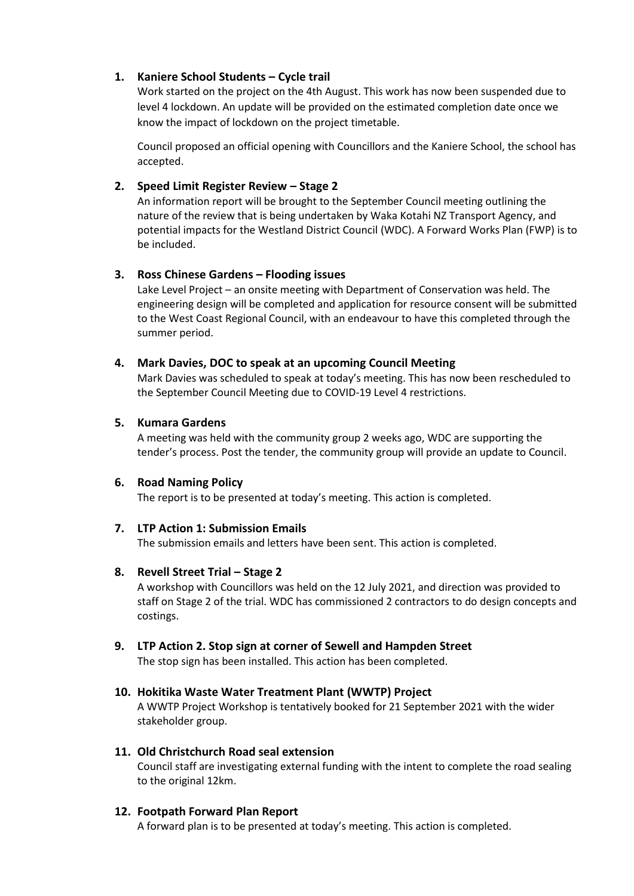1. **Kaniere School Students – Cycle trail**

   Work started on the project on the 4th August. This work has now been suspended due to level 4 lockdown. An update will be provided on the estimated completion date once we know the impact of lockdown on the project timetable.

   Council proposed an official opening with Councillors and the Kaniere School, the school has accepted.

2. **Speed Limit Register Review – Stage 2**

   An information report will be brought to the September Council meeting outlining the nature of the review that is being undertaken by Waka Kotahi NZ Transport Agency, and potential impacts for the Westland District Council (WDC). A Forward Works Plan (FWP) is to be included.

3. **Ross Chinese Gardens – Flooding issues**

   Lake Level Project – an onsite meeting with Department of Conservation was held. The engineering design will be completed and application for resource consent will be submitted to the West Coast Regional Council, with an endeavour to have this completed through the summer period.

4. **Mark Davies, DOC to speak at an upcoming Council Meeting**

   Mark Davies was scheduled to speak at today's meeting. This has now been rescheduled to the September Council Meeting due to COVID-19 Level 4 restrictions.

5. **Kumara Gardens**

   A meeting was held with the community group 2 weeks ago, WDC are supporting the tender's process. Post the tender, the community group will provide an update to Council.

6. **Road Naming Policy**

   The report is to be presented at today's meeting. This action is completed.

7. **LTP Action 1: Submission Emails**

   The submission emails and letters have been sent. This action is completed.

8. **Revell Street Trial – Stage 2**

   A workshop with Councillors was held on the 12 July 2021, and direction was provided to staff on Stage 2 of the trial. WDC has commissioned 2 contractors to do design concepts and costings.

9. **LTP Action 2. Stop sign at corner of Sewell and Hampden Street**

   The stop sign has been installed. This action has been completed.

10. **Hokitika Waste Water Treatment Plant (WWTP) Project**

    A WWTP Project Workshop is tentatively booked for 21 September 2021 with the wider stakeholder group.

11. **Old Christchurch Road seal extension**

    Council staff are investigating external funding with the intent to complete the road sealing to the original 12km.

12. **Footpath Forward Plan Report**

    A forward plan is to be presented at today's meeting. This action is completed.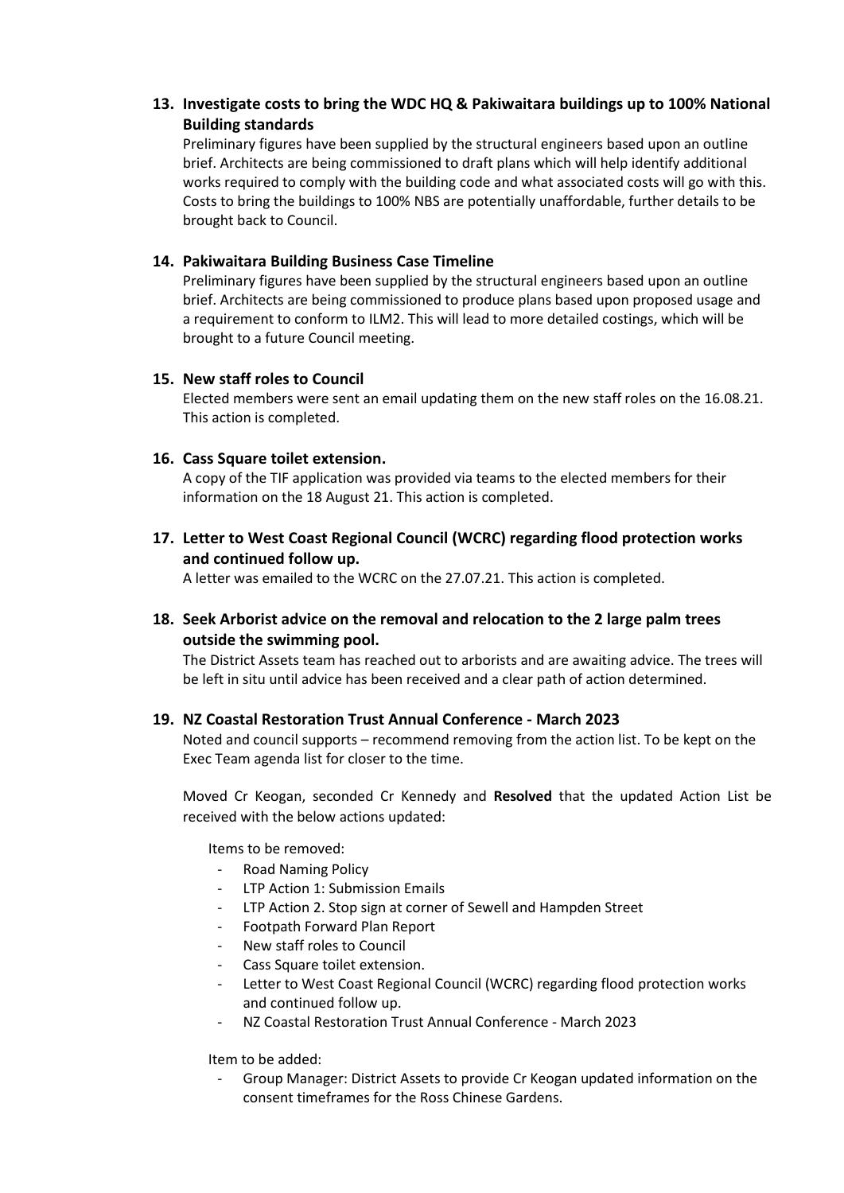**13. Investigate costs to bring the WDC HQ & Pakiwaitara buildings up to 100% National Building standards**

Preliminary figures have been supplied by the structural engineers based upon an outline brief. Architects are being commissioned to draft plans which will help identify additional works required to comply with the building code and what associated costs will go with this. Costs to bring the buildings to 100% NBS are potentially unaffordable, further details to be brought back to Council.

**14. Pakiwaitara Building Business Case Timeline**

Preliminary figures have been supplied by the structural engineers based upon an outline brief. Architects are being commissioned to produce plans based upon proposed usage and a requirement to conform to ILM2. This will lead to more detailed costings, which will be brought to a future Council meeting.

**15. New staff roles to Council**

Elected members were sent an email updating them on the new staff roles on the 16.08.21. This action is completed.

**16. Cass Square toilet extension.**

A copy of the TIF application was provided via teams to the elected members for their information on the 18 August 21. This action is completed.

**17. Letter to West Coast Regional Council (WCRC) regarding flood protection works and continued follow up.**

A letter was emailed to the WCRC on the 27.07.21. This action is completed.

**18. Seek Arborist advice on the removal and relocation to the 2 large palm trees outside the swimming pool.**

The District Assets team has reached out to arborists and are awaiting advice. The trees will be left in situ until advice has been received and a clear path of action determined.

**19. NZ Coastal Restoration Trust Annual Conference - March 2023**

Noted and council supports – recommend removing from the action list. To be kept on the Exec Team agenda list for closer to the time.

Moved Cr Keogan, seconded Cr Kennedy and **Resolved** that the updated Action List be received with the below actions updated:

Items to be removed:

- Road Naming Policy
- LTP Action 1: Submission Emails
- LTP Action 2. Stop sign at corner of Sewell and Hampden Street
- Footpath Forward Plan Report
- New staff roles to Council
- Cass Square toilet extension.
- Letter to West Coast Regional Council (WCRC) regarding flood protection works and continued follow up.
- NZ Coastal Restoration Trust Annual Conference - March 2023

Item to be added:

- Group Manager: District Assets to provide Cr Keogan updated information on the consent timeframes for the Ross Chinese Gardens.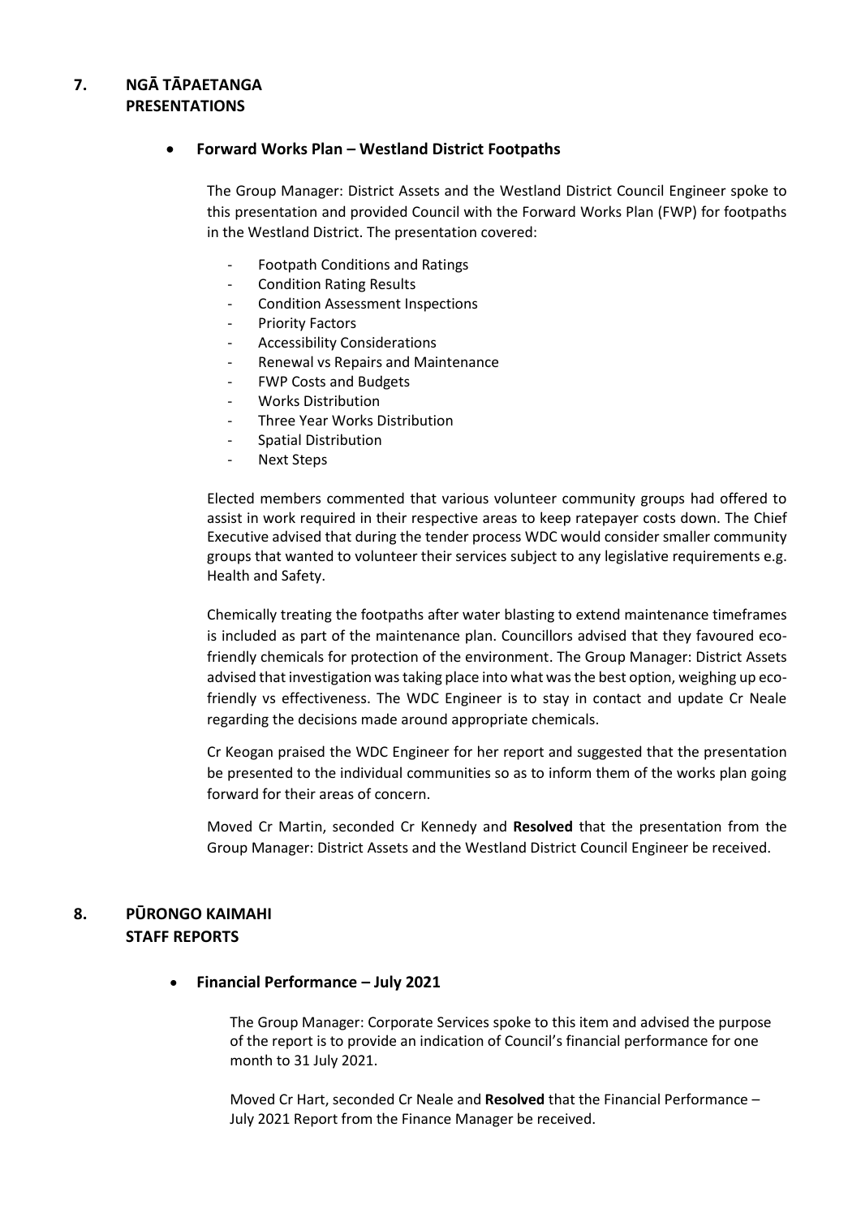## 7. NGĀ TĀPAETANGA PRESENTATIONS

- **Forward Works Plan – Westland District Footpaths**

The Group Manager: District Assets and the Westland District Council Engineer spoke to this presentation and provided Council with the Forward Works Plan (FWP) for footpaths in the Westland District. The presentation covered:

- Footpath Conditions and Ratings
- Condition Rating Results
- Condition Assessment Inspections
- Priority Factors
- Accessibility Considerations
- Renewal vs Repairs and Maintenance
- FWP Costs and Budgets
- Works Distribution
- Three Year Works Distribution
- Spatial Distribution
- Next Steps

Elected members commented that various volunteer community groups had offered to assist in work required in their respective areas to keep ratepayer costs down. The Chief Executive advised that during the tender process WDC would consider smaller community groups that wanted to volunteer their services subject to any legislative requirements e.g. Health and Safety.

Chemically treating the footpaths after water blasting to extend maintenance timeframes is included as part of the maintenance plan. Councillors advised that they favoured eco-friendly chemicals for protection of the environment. The Group Manager: District Assets advised that investigation was taking place into what was the best option, weighing up eco-friendly vs effectiveness. The WDC Engineer is to stay in contact and update Cr Neale regarding the decisions made around appropriate chemicals.

Cr Keogan praised the WDC Engineer for her report and suggested that the presentation be presented to the individual communities so as to inform them of the works plan going forward for their areas of concern.

Moved Cr Martin, seconded Cr Kennedy and **Resolved** that the presentation from the Group Manager: District Assets and the Westland District Council Engineer be received.

## 8. PŪRONGO KAIMAHI STAFF REPORTS

- **Financial Performance – July 2021**

The Group Manager: Corporate Services spoke to this item and advised the purpose of the report is to provide an indication of Council's financial performance for one month to 31 July 2021.

Moved Cr Hart, seconded Cr Neale and **Resolved** that the Financial Performance – July 2021 Report from the Finance Manager be received.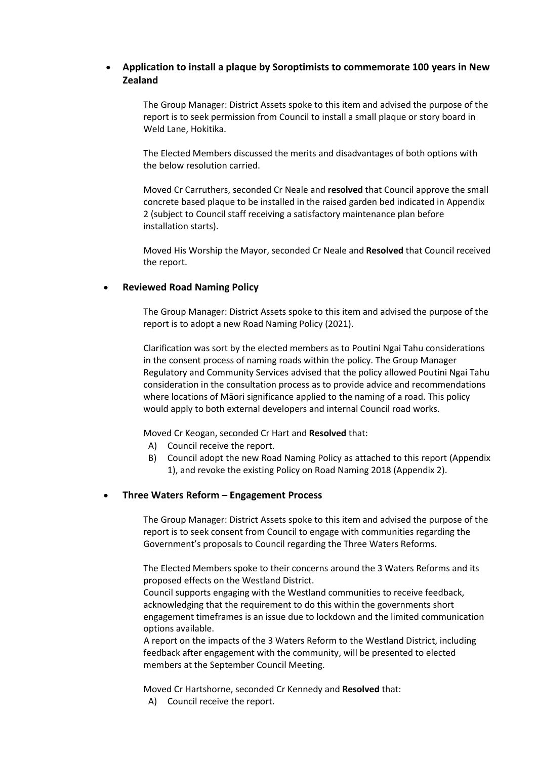- **Application to install a plaque by Soroptimists to commemorate 100 years in New Zealand**

  The Group Manager: District Assets spoke to this item and advised the purpose of the report is to seek permission from Council to install a small plaque or story board in Weld Lane, Hokitika.

  The Elected Members discussed the merits and disadvantages of both options with the below resolution carried.

  Moved Cr Carruthers, seconded Cr Neale and **resolved** that Council approve the small concrete based plaque to be installed in the raised garden bed indicated in Appendix 2 (subject to Council staff receiving a satisfactory maintenance plan before installation starts).

  Moved His Worship the Mayor, seconded Cr Neale and **Resolved** that Council received the report.

- **Reviewed Road Naming Policy**

  The Group Manager: District Assets spoke to this item and advised the purpose of the report is to adopt a new Road Naming Policy (2021).

  Clarification was sort by the elected members as to Poutini Ngai Tahu considerations in the consent process of naming roads within the policy. The Group Manager Regulatory and Community Services advised that the policy allowed Poutini Ngai Tahu consideration in the consultation process as to provide advice and recommendations where locations of Māori significance applied to the naming of a road. This policy would apply to both external developers and internal Council road works.

  Moved Cr Keogan, seconded Cr Hart and **Resolved** that:

  A) Council receive the report.
  B) Council adopt the new Road Naming Policy as attached to this report (Appendix 1), and revoke the existing Policy on Road Naming 2018 (Appendix 2).

- **Three Waters Reform – Engagement Process**

  The Group Manager: District Assets spoke to this item and advised the purpose of the report is to seek consent from Council to engage with communities regarding the Government's proposals to Council regarding the Three Waters Reforms.

  The Elected Members spoke to their concerns around the 3 Waters Reforms and its proposed effects on the Westland District.
  Council supports engaging with the Westland communities to receive feedback, acknowledging that the requirement to do this within the governments short engagement timeframes is an issue due to lockdown and the limited communication options available.
  A report on the impacts of the 3 Waters Reform to the Westland District, including feedback after engagement with the community, will be presented to elected members at the September Council Meeting.

  Moved Cr Hartshorne, seconded Cr Kennedy and **Resolved** that:

  A) Council receive the report.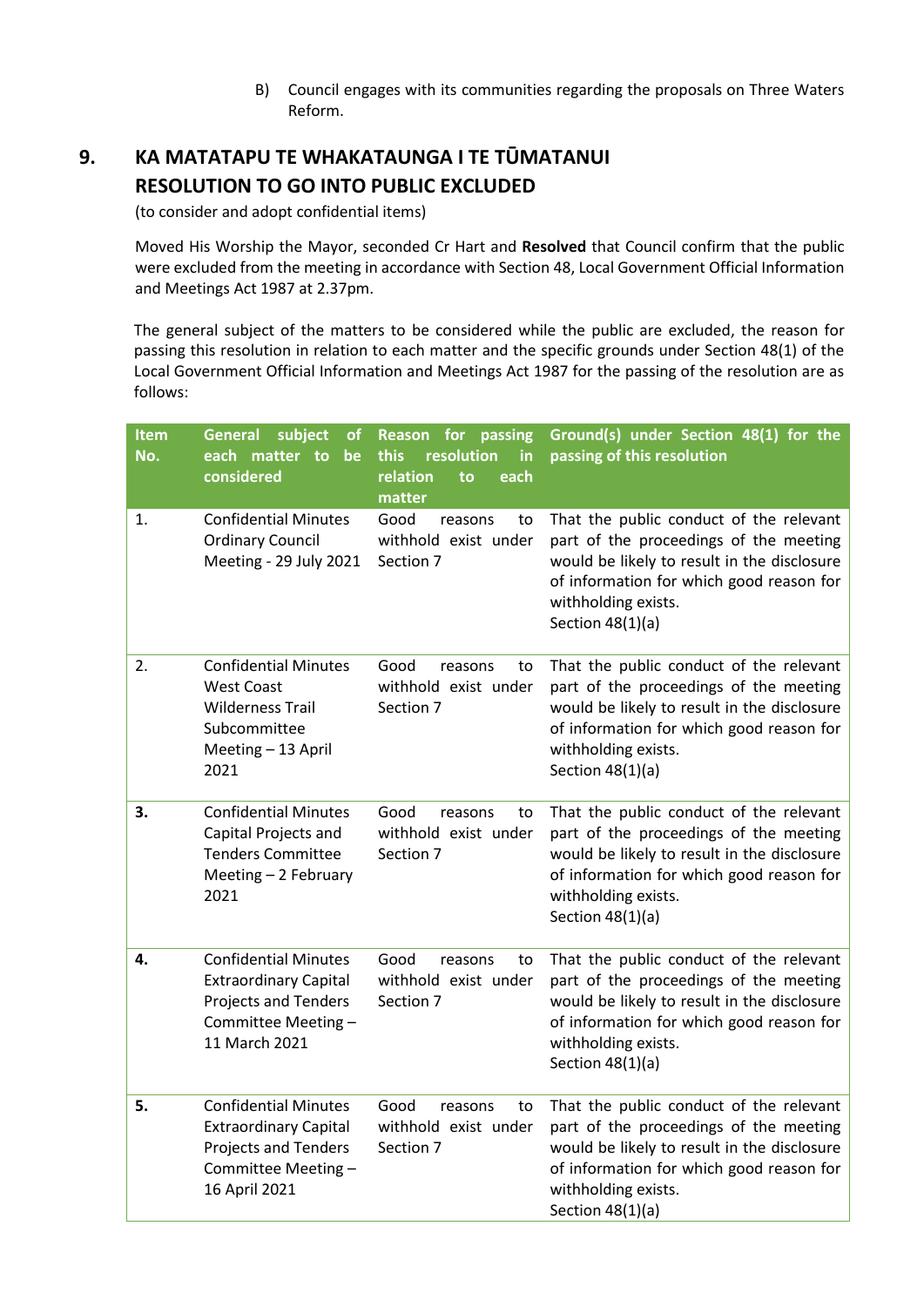B) Council engages with its communities regarding the proposals on Three Waters Reform.

## 9. KA MATATAPU TE WHAKATAUNGA I TE TŪMATANUI RESOLUTION TO GO INTO PUBLIC EXCLUDED

(to consider and adopt confidential items)

Moved His Worship the Mayor, seconded Cr Hart and **Resolved** that Council confirm that the public were excluded from the meeting in accordance with Section 48, Local Government Official Information and Meetings Act 1987 at 2.37pm.

The general subject of the matters to be considered while the public are excluded, the reason for passing this resolution in relation to each matter and the specific grounds under Section 48(1) of the Local Government Official Information and Meetings Act 1987 for the passing of the resolution are as follows:

| Item No. | General subject of each matter to be considered | Reason for passing this resolution in relation to each matter | Ground(s) under Section 48(1) for the passing of this resolution |
|---|---|---|---|
| 1. | Confidential Minutes Ordinary Council Meeting - 29 July 2021 | Good reasons to withhold exist under Section 7 | That the public conduct of the relevant part of the proceedings of the meeting would be likely to result in the disclosure of information for which good reason for withholding exists. Section 48(1)(a) |
| 2. | Confidential Minutes West Coast Wilderness Trail Subcommittee Meeting – 13 April 2021 | Good reasons to withhold exist under Section 7 | That the public conduct of the relevant part of the proceedings of the meeting would be likely to result in the disclosure of information for which good reason for withholding exists. Section 48(1)(a) |
| **3.** | Confidential Minutes Capital Projects and Tenders Committee Meeting – 2 February 2021 | Good reasons to withhold exist under Section 7 | That the public conduct of the relevant part of the proceedings of the meeting would be likely to result in the disclosure of information for which good reason for withholding exists. Section 48(1)(a) |
| **4.** | Confidential Minutes Extraordinary Capital Projects and Tenders Committee Meeting – 11 March 2021 | Good reasons to withhold exist under Section 7 | That the public conduct of the relevant part of the proceedings of the meeting would be likely to result in the disclosure of information for which good reason for withholding exists. Section 48(1)(a) |
| **5.** | Confidential Minutes Extraordinary Capital Projects and Tenders Committee Meeting – 16 April 2021 | Good reasons to withhold exist under Section 7 | That the public conduct of the relevant part of the proceedings of the meeting would be likely to result in the disclosure of information for which good reason for withholding exists. Section 48(1)(a) |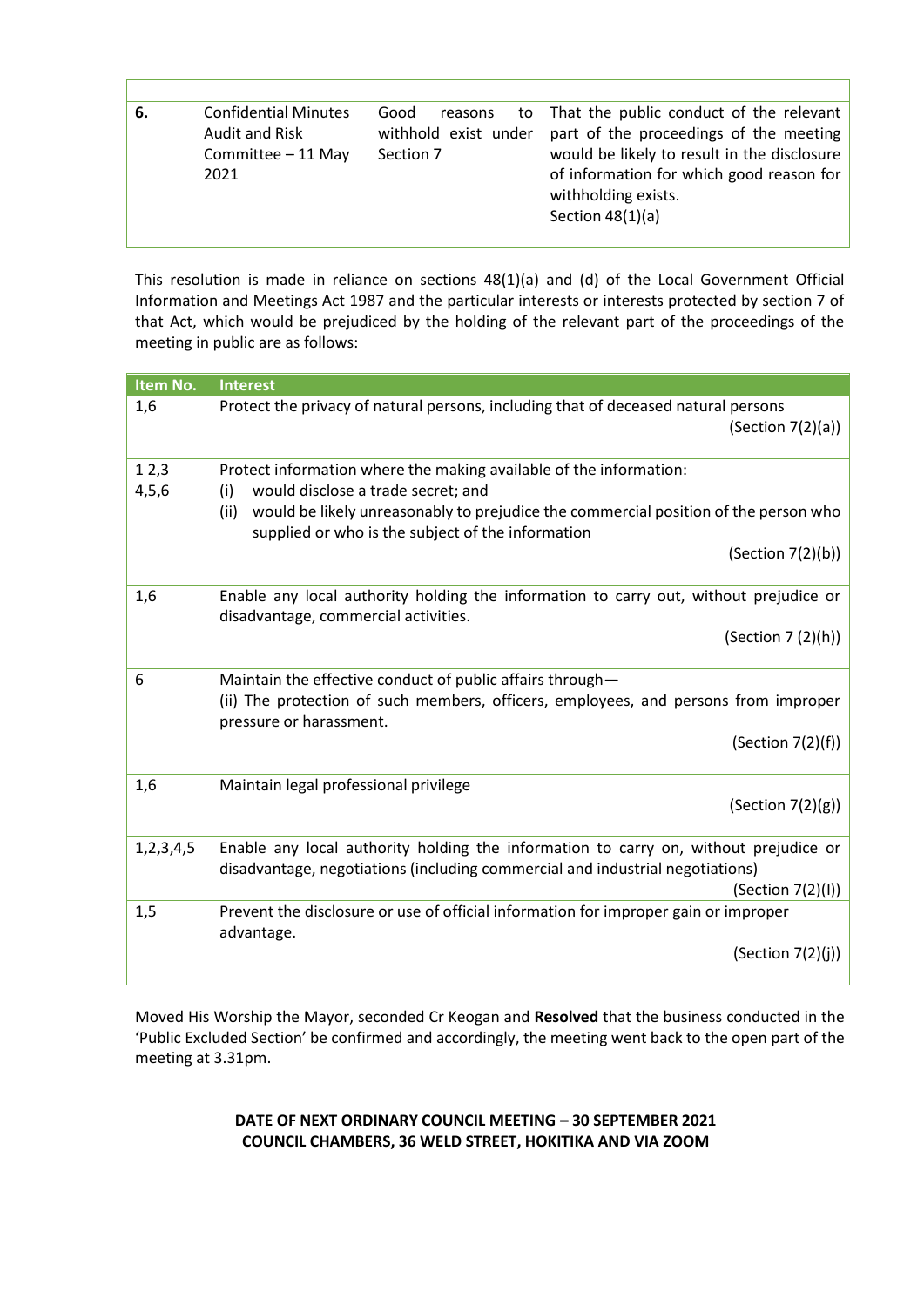| | | | |
|---|---|---|---|
| **6.** | Confidential Minutes Audit and Risk Committee – 11 May 2021 | Good reasons to withhold exist under Section 7 | That the public conduct of the relevant part of the proceedings of the meeting would be likely to result in the disclosure of information for which good reason for withholding exists.<br>Section 48(1)(a) |

This resolution is made in reliance on sections 48(1)(a) and (d) of the Local Government Official Information and Meetings Act 1987 and the particular interests or interests protected by section 7 of that Act, which would be prejudiced by the holding of the relevant part of the proceedings of the meeting in public are as follows:

| Item No. | Interest |
|---|---|
| 1,6 | Protect the privacy of natural persons, including that of deceased natural persons<br>(Section 7(2)(a)) |
| 1 2,3<br>4,5,6 | Protect information where the making available of the information:<br>(i) would disclose a trade secret; and<br>(ii) would be likely unreasonably to prejudice the commercial position of the person who supplied or who is the subject of the information<br>(Section 7(2)(b)) |
| 1,6 | Enable any local authority holding the information to carry out, without prejudice or disadvantage, commercial activities.<br>(Section 7 (2)(h)) |
| 6 | Maintain the effective conduct of public affairs through—<br>(ii) The protection of such members, officers, employees, and persons from improper pressure or harassment.<br>(Section 7(2)(f)) |
| 1,6 | Maintain legal professional privilege<br>(Section 7(2)(g)) |
| 1,2,3,4,5 | Enable any local authority holding the information to carry on, without prejudice or disadvantage, negotiations (including commercial and industrial negotiations)<br>(Section 7(2)(I)) |
| 1,5 | Prevent the disclosure or use of official information for improper gain or improper advantage.<br>(Section 7(2)(j)) |

Moved His Worship the Mayor, seconded Cr Keogan and **Resolved** that the business conducted in the 'Public Excluded Section' be confirmed and accordingly, the meeting went back to the open part of the meeting at 3.31pm.

**DATE OF NEXT ORDINARY COUNCIL MEETING – 30 SEPTEMBER 2021**
**COUNCIL CHAMBERS, 36 WELD STREET, HOKITIKA AND VIA ZOOM**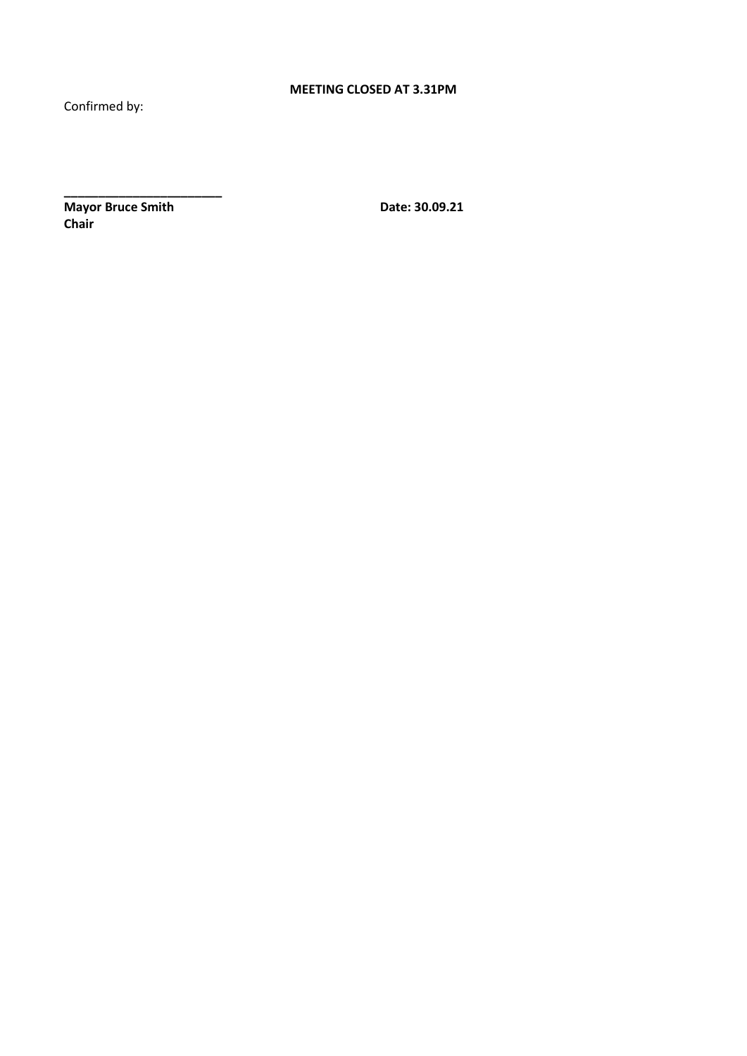**MEETING CLOSED AT 3.31PM**

Confirmed by:

\_\_\_\_\_\_\_\_\_\_\_\_\_\_\_\_\_\_\_\_\_\_\_\_

**Mayor Bruce Smith** **Date: 30.09.21**

**Chair**